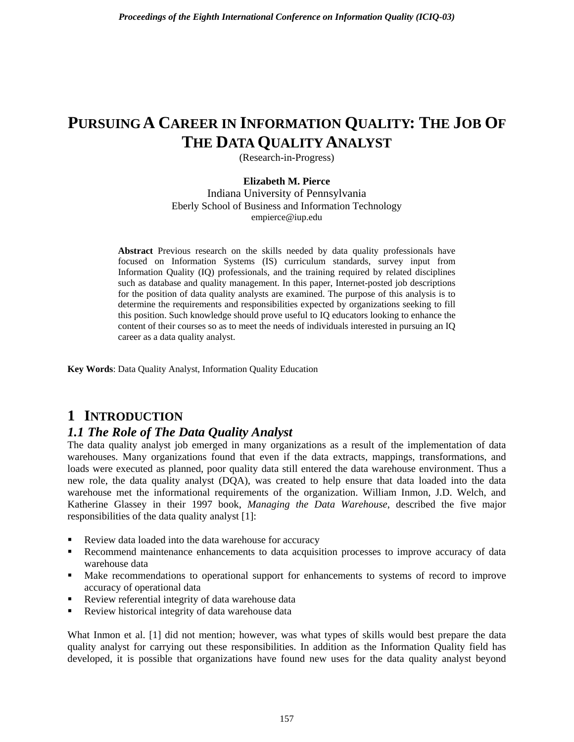# PURSUING A CAREER IN INFORMATION QUALITY: THE JOB OF THE DATA QUALITY ANALYST

(Research-in-Progress)

**Elizabeth M. Pierce**
Indiana University of Pennsylvania
Eberly School of Business and Information Technology
empierce@iup.edu

**Abstract** Previous research on the skills needed by data quality professionals have focused on Information Systems (IS) curriculum standards, survey input from Information Quality (IQ) professionals, and the training required by related disciplines such as database and quality management. In this paper, Internet-posted job descriptions for the position of data quality analysts are examined. The purpose of this analysis is to determine the requirements and responsibilities expected by organizations seeking to fill this position. Such knowledge should prove useful to IQ educators looking to enhance the content of their courses so as to meet the needs of individuals interested in pursuing an IQ career as a data quality analyst.

**Key Words**: Data Quality Analyst, Information Quality Education

## 1 INTRODUCTION

### 1.1 The Role of The Data Quality Analyst

The data quality analyst job emerged in many organizations as a result of the implementation of data warehouses. Many organizations found that even if the data extracts, mappings, transformations, and loads were executed as planned, poor quality data still entered the data warehouse environment. Thus a new role, the data quality analyst (DQA), was created to help ensure that data loaded into the data warehouse met the informational requirements of the organization. William Inmon, J.D. Welch, and Katherine Glassey in their 1997 book, *Managing the Data Warehouse*, described the five major responsibilities of the data quality analyst [1]:

- Review data loaded into the data warehouse for accuracy
- Recommend maintenance enhancements to data acquisition processes to improve accuracy of data warehouse data
- Make recommendations to operational support for enhancements to systems of record to improve accuracy of operational data
- Review referential integrity of data warehouse data
- Review historical integrity of data warehouse data

What Inmon et al. [1] did not mention; however, was what types of skills would best prepare the data quality analyst for carrying out these responsibilities. In addition as the Information Quality field has developed, it is possible that organizations have found new uses for the data quality analyst beyond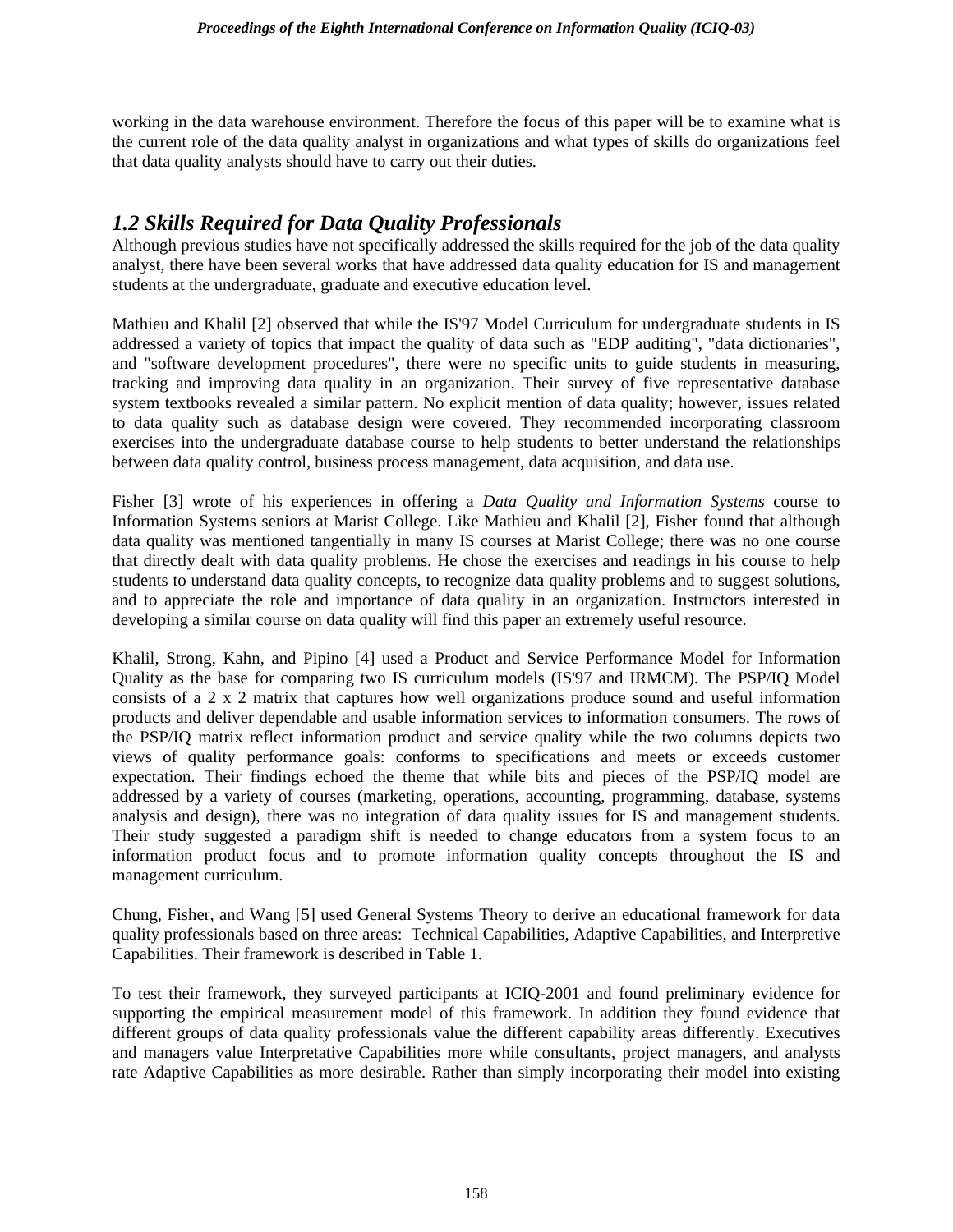working in the data warehouse environment. Therefore the focus of this paper will be to examine what is the current role of the data quality analyst in organizations and what types of skills do organizations feel that data quality analysts should have to carry out their duties.

### *1.2 Skills Required for Data Quality Professionals*

Although previous studies have not specifically addressed the skills required for the job of the data quality analyst, there have been several works that have addressed data quality education for IS and management students at the undergraduate, graduate and executive education level.

Mathieu and Khalil [2] observed that while the IS'97 Model Curriculum for undergraduate students in IS addressed a variety of topics that impact the quality of data such as "EDP auditing", "data dictionaries", and "software development procedures", there were no specific units to guide students in measuring, tracking and improving data quality in an organization. Their survey of five representative database system textbooks revealed a similar pattern. No explicit mention of data quality; however, issues related to data quality such as database design were covered. They recommended incorporating classroom exercises into the undergraduate database course to help students to better understand the relationships between data quality control, business process management, data acquisition, and data use.

Fisher [3] wrote of his experiences in offering a *Data Quality and Information Systems* course to Information Systems seniors at Marist College. Like Mathieu and Khalil [2], Fisher found that although data quality was mentioned tangentially in many IS courses at Marist College; there was no one course that directly dealt with data quality problems. He chose the exercises and readings in his course to help students to understand data quality concepts, to recognize data quality problems and to suggest solutions, and to appreciate the role and importance of data quality in an organization. Instructors interested in developing a similar course on data quality will find this paper an extremely useful resource.

Khalil, Strong, Kahn, and Pipino [4] used a Product and Service Performance Model for Information Quality as the base for comparing two IS curriculum models (IS'97 and IRMCM). The PSP/IQ Model consists of a 2 x 2 matrix that captures how well organizations produce sound and useful information products and deliver dependable and usable information services to information consumers. The rows of the PSP/IQ matrix reflect information product and service quality while the two columns depicts two views of quality performance goals: conforms to specifications and meets or exceeds customer expectation. Their findings echoed the theme that while bits and pieces of the PSP/IQ model are addressed by a variety of courses (marketing, operations, accounting, programming, database, systems analysis and design), there was no integration of data quality issues for IS and management students. Their study suggested a paradigm shift is needed to change educators from a system focus to an information product focus and to promote information quality concepts throughout the IS and management curriculum.

Chung, Fisher, and Wang [5] used General Systems Theory to derive an educational framework for data quality professionals based on three areas: Technical Capabilities, Adaptive Capabilities, and Interpretive Capabilities. Their framework is described in Table 1.

To test their framework, they surveyed participants at ICIQ-2001 and found preliminary evidence for supporting the empirical measurement model of this framework. In addition they found evidence that different groups of data quality professionals value the different capability areas differently. Executives and managers value Interpretative Capabilities more while consultants, project managers, and analysts rate Adaptive Capabilities as more desirable. Rather than simply incorporating their model into existing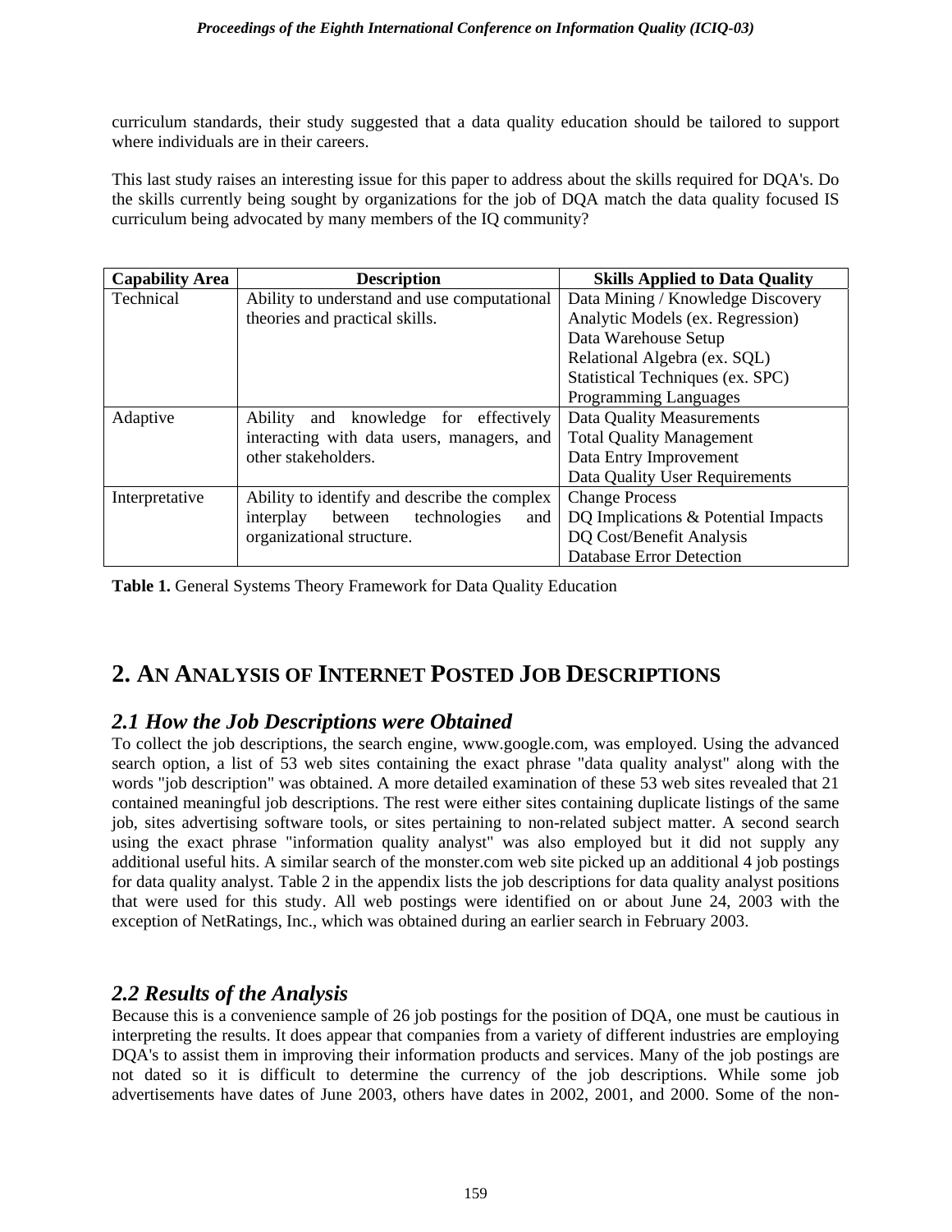curriculum standards, their study suggested that a data quality education should be tailored to support where individuals are in their careers.

This last study raises an interesting issue for this paper to address about the skills required for DQA's. Do the skills currently being sought by organizations for the job of DQA match the data quality focused IS curriculum being advocated by many members of the IQ community?

| Capability Area | Description | Skills Applied to Data Quality |
|---|---|---|
| Technical | Ability to understand and use computational theories and practical skills. | Data Mining / Knowledge Discovery<br>Analytic Models (ex. Regression)<br>Data Warehouse Setup<br>Relational Algebra (ex. SQL)<br>Statistical Techniques (ex. SPC)<br>Programming Languages |
| Adaptive | Ability and knowledge for effectively interacting with data users, managers, and other stakeholders. | Data Quality Measurements<br>Total Quality Management<br>Data Entry Improvement<br>Data Quality User Requirements |
| Interpretative | Ability to identify and describe the complex interplay between technologies and organizational structure. | Change Process<br>DQ Implications & Potential Impacts<br>DQ Cost/Benefit Analysis<br>Database Error Detection |

**Table 1.** General Systems Theory Framework for Data Quality Education

## 2. An Analysis of Internet Posted Job Descriptions

### *2.1 How the Job Descriptions were Obtained*

To collect the job descriptions, the search engine, www.google.com, was employed. Using the advanced search option, a list of 53 web sites containing the exact phrase "data quality analyst" along with the words "job description" was obtained. A more detailed examination of these 53 web sites revealed that 21 contained meaningful job descriptions. The rest were either sites containing duplicate listings of the same job, sites advertising software tools, or sites pertaining to non-related subject matter. A second search using the exact phrase "information quality analyst" was also employed but it did not supply any additional useful hits. A similar search of the monster.com web site picked up an additional 4 job postings for data quality analyst. Table 2 in the appendix lists the job descriptions for data quality analyst positions that were used for this study. All web postings were identified on or about June 24, 2003 with the exception of NetRatings, Inc., which was obtained during an earlier search in February 2003.

### *2.2 Results of the Analysis*

Because this is a convenience sample of 26 job postings for the position of DQA, one must be cautious in interpreting the results. It does appear that companies from a variety of different industries are employing DQA's to assist them in improving their information products and services. Many of the job postings are not dated so it is difficult to determine the currency of the job descriptions. While some job advertisements have dates of June 2003, others have dates in 2002, 2001, and 2000. Some of the non-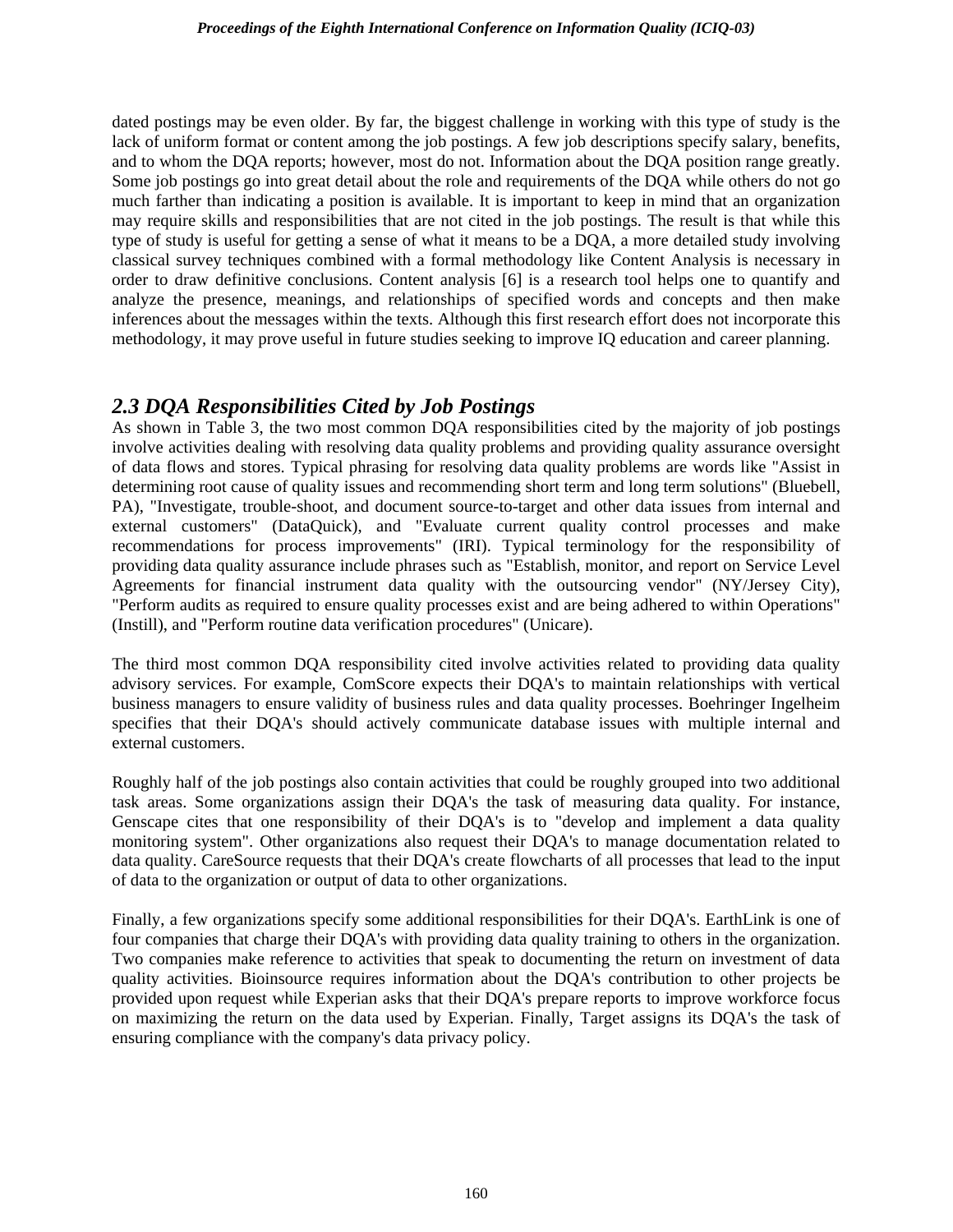dated postings may be even older. By far, the biggest challenge in working with this type of study is the lack of uniform format or content among the job postings. A few job descriptions specify salary, benefits, and to whom the DQA reports; however, most do not. Information about the DQA position range greatly. Some job postings go into great detail about the role and requirements of the DQA while others do not go much farther than indicating a position is available. It is important to keep in mind that an organization may require skills and responsibilities that are not cited in the job postings. The result is that while this type of study is useful for getting a sense of what it means to be a DQA, a more detailed study involving classical survey techniques combined with a formal methodology like Content Analysis is necessary in order to draw definitive conclusions. Content analysis [6] is a research tool helps one to quantify and analyze the presence, meanings, and relationships of specified words and concepts and then make inferences about the messages within the texts. Although this first research effort does not incorporate this methodology, it may prove useful in future studies seeking to improve IQ education and career planning.

## *2.3 DQA Responsibilities Cited by Job Postings*

As shown in Table 3, the two most common DQA responsibilities cited by the majority of job postings involve activities dealing with resolving data quality problems and providing quality assurance oversight of data flows and stores. Typical phrasing for resolving data quality problems are words like "Assist in determining root cause of quality issues and recommending short term and long term solutions" (Bluebell, PA), "Investigate, trouble-shoot, and document source-to-target and other data issues from internal and external customers" (DataQuick), and "Evaluate current quality control processes and make recommendations for process improvements" (IRI). Typical terminology for the responsibility of providing data quality assurance include phrases such as "Establish, monitor, and report on Service Level Agreements for financial instrument data quality with the outsourcing vendor" (NY/Jersey City), "Perform audits as required to ensure quality processes exist and are being adhered to within Operations" (Instill), and "Perform routine data verification procedures" (Unicare).

The third most common DQA responsibility cited involve activities related to providing data quality advisory services. For example, ComScore expects their DQA's to maintain relationships with vertical business managers to ensure validity of business rules and data quality processes. Boehringer Ingelheim specifies that their DQA's should actively communicate database issues with multiple internal and external customers.

Roughly half of the job postings also contain activities that could be roughly grouped into two additional task areas. Some organizations assign their DQA's the task of measuring data quality. For instance, Genscape cites that one responsibility of their DQA's is to "develop and implement a data quality monitoring system". Other organizations also request their DQA's to manage documentation related to data quality. CareSource requests that their DQA's create flowcharts of all processes that lead to the input of data to the organization or output of data to other organizations.

Finally, a few organizations specify some additional responsibilities for their DQA's. EarthLink is one of four companies that charge their DQA's with providing data quality training to others in the organization. Two companies make reference to activities that speak to documenting the return on investment of data quality activities. Bioinsource requires information about the DQA's contribution to other projects be provided upon request while Experian asks that their DQA's prepare reports to improve workforce focus on maximizing the return on the data used by Experian. Finally, Target assigns its DQA's the task of ensuring compliance with the company's data privacy policy.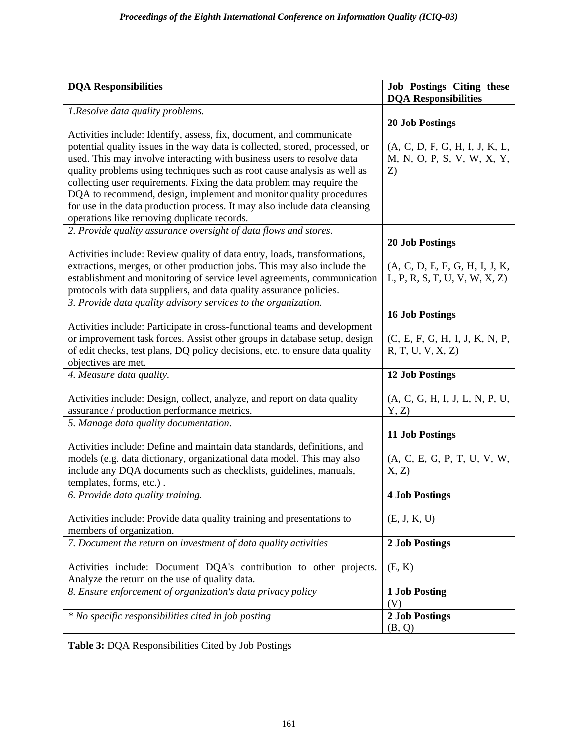| DQA Responsibilities | Job Postings Citing these DQA Responsibilities |
|---|---|
| *1.Resolve data quality problems.*<br><br>Activities include: Identify, assess, fix, document, and communicate potential quality issues in the way data is collected, stored, processed, or used. This may involve interacting with business users to resolve data quality problems using techniques such as root cause analysis as well as collecting user requirements. Fixing the data problem may require the DQA to recommend, design, implement and monitor quality procedures for use in the data production process. It may also include data cleansing operations like removing duplicate records. | **20 Job Postings**<br><br>(A, C, D, F, G, H, I, J, K, L, M, N, O, P, S, V, W, X, Y, Z) |
| *2. Provide quality assurance oversight of data flows and stores.*<br><br>Activities include: Review quality of data entry, loads, transformations, extractions, merges, or other production jobs. This may also include the establishment and monitoring of service level agreements, communication protocols with data suppliers, and data quality assurance policies. | **20 Job Postings**<br><br>(A, C, D, E, F, G, H, I, J, K, L, P, R, S, T, U, V, W, X, Z) |
| *3. Provide data quality advisory services to the organization.*<br><br>Activities include: Participate in cross-functional teams and development or improvement task forces. Assist other groups in database setup, design of edit checks, test plans, DQ policy decisions, etc. to ensure data quality objectives are met. | **16 Job Postings**<br><br>(C, E, F, G, H, I, J, K, N, P, R, T, U, V, X, Z) |
| *4. Measure data quality.*<br><br>Activities include: Design, collect, analyze, and report on data quality assurance / production performance metrics. | **12 Job Postings**<br><br>(A, C, G, H, I, J, L, N, P, U, Y, Z) |
| *5. Manage data quality documentation.*<br><br>Activities include: Define and maintain data standards, definitions, and models (e.g. data dictionary, organizational data model. This may also include any DQA documents such as checklists, guidelines, manuals, templates, forms, etc.) . | **11 Job Postings**<br><br>(A, C, E, G, P, T, U, V, W, X, Z) |
| *6. Provide data quality training.*<br><br>Activities include: Provide data quality training and presentations to members of organization. | **4 Job Postings**<br><br>(E, J, K, U) |
| *7. Document the return on investment of data quality activities*<br><br>Activities include: Document DQA's contribution to other projects. Analyze the return on the use of quality data. | **2 Job Postings**<br><br>(E, K) |
| *8. Ensure enforcement of organization's data privacy policy* | **1 Job Posting**<br>(V) |
| *\* No specific responsibilities cited in job posting* | **2 Job Postings**<br>(B, Q) |

**Table 3:** DQA Responsibilities Cited by Job Postings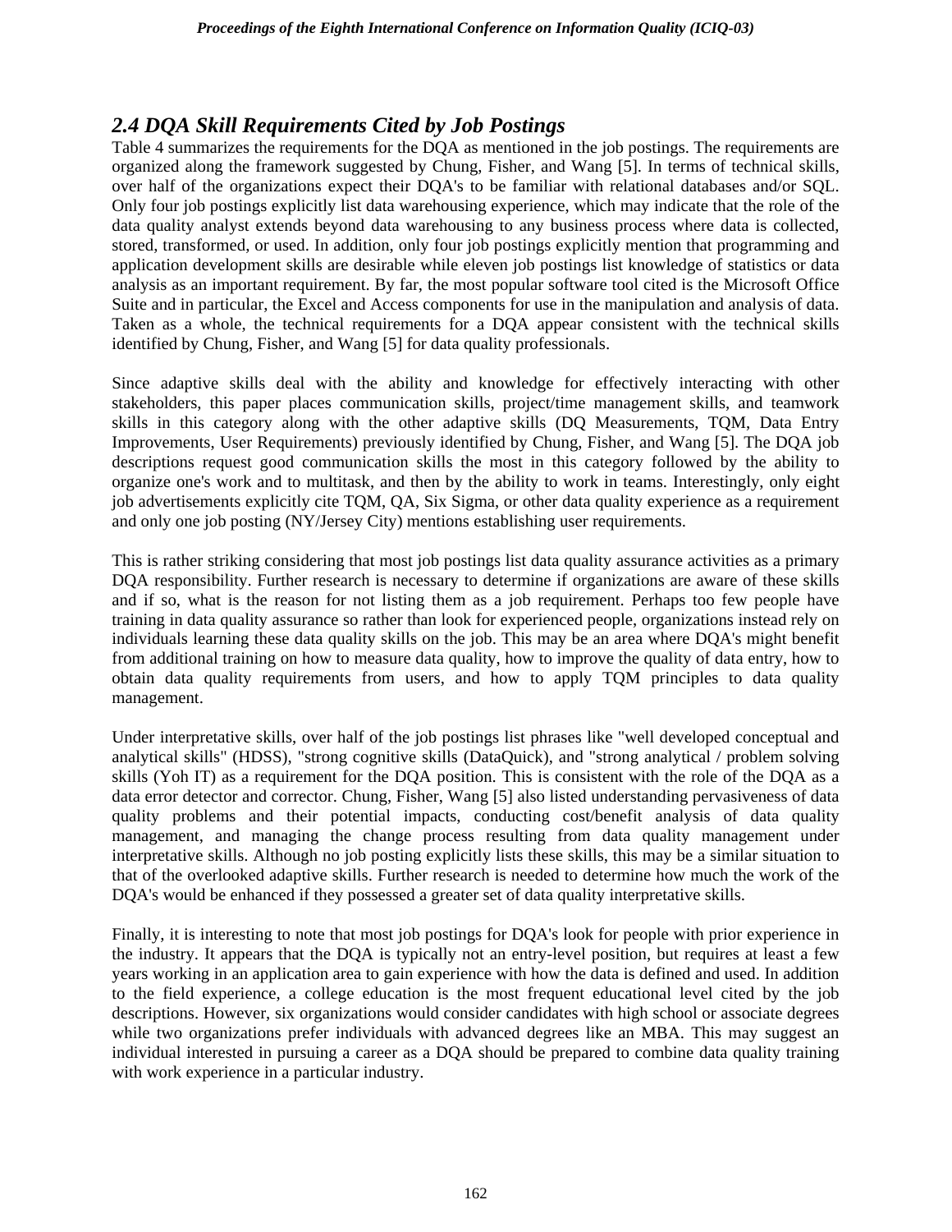## *2.4 DQA Skill Requirements Cited by Job Postings*

Table 4 summarizes the requirements for the DQA as mentioned in the job postings. The requirements are organized along the framework suggested by Chung, Fisher, and Wang [5]. In terms of technical skills, over half of the organizations expect their DQA's to be familiar with relational databases and/or SQL. Only four job postings explicitly list data warehousing experience, which may indicate that the role of the data quality analyst extends beyond data warehousing to any business process where data is collected, stored, transformed, or used. In addition, only four job postings explicitly mention that programming and application development skills are desirable while eleven job postings list knowledge of statistics or data analysis as an important requirement. By far, the most popular software tool cited is the Microsoft Office Suite and in particular, the Excel and Access components for use in the manipulation and analysis of data. Taken as a whole, the technical requirements for a DQA appear consistent with the technical skills identified by Chung, Fisher, and Wang [5] for data quality professionals.

Since adaptive skills deal with the ability and knowledge for effectively interacting with other stakeholders, this paper places communication skills, project/time management skills, and teamwork skills in this category along with the other adaptive skills (DQ Measurements, TQM, Data Entry Improvements, User Requirements) previously identified by Chung, Fisher, and Wang [5]. The DQA job descriptions request good communication skills the most in this category followed by the ability to organize one's work and to multitask, and then by the ability to work in teams. Interestingly, only eight job advertisements explicitly cite TQM, QA, Six Sigma, or other data quality experience as a requirement and only one job posting (NY/Jersey City) mentions establishing user requirements.

This is rather striking considering that most job postings list data quality assurance activities as a primary DQA responsibility. Further research is necessary to determine if organizations are aware of these skills and if so, what is the reason for not listing them as a job requirement. Perhaps too few people have training in data quality assurance so rather than look for experienced people, organizations instead rely on individuals learning these data quality skills on the job. This may be an area where DQA's might benefit from additional training on how to measure data quality, how to improve the quality of data entry, how to obtain data quality requirements from users, and how to apply TQM principles to data quality management.

Under interpretative skills, over half of the job postings list phrases like "well developed conceptual and analytical skills" (HDSS), "strong cognitive skills (DataQuick), and "strong analytical / problem solving skills (Yoh IT) as a requirement for the DQA position. This is consistent with the role of the DQA as a data error detector and corrector. Chung, Fisher, Wang [5] also listed understanding pervasiveness of data quality problems and their potential impacts, conducting cost/benefit analysis of data quality management, and managing the change process resulting from data quality management under interpretative skills. Although no job posting explicitly lists these skills, this may be a similar situation to that of the overlooked adaptive skills. Further research is needed to determine how much the work of the DQA's would be enhanced if they possessed a greater set of data quality interpretative skills.

Finally, it is interesting to note that most job postings for DQA's look for people with prior experience in the industry. It appears that the DQA is typically not an entry-level position, but requires at least a few years working in an application area to gain experience with how the data is defined and used. In addition to the field experience, a college education is the most frequent educational level cited by the job descriptions. However, six organizations would consider candidates with high school or associate degrees while two organizations prefer individuals with advanced degrees like an MBA. This may suggest an individual interested in pursuing a career as a DQA should be prepared to combine data quality training with work experience in a particular industry.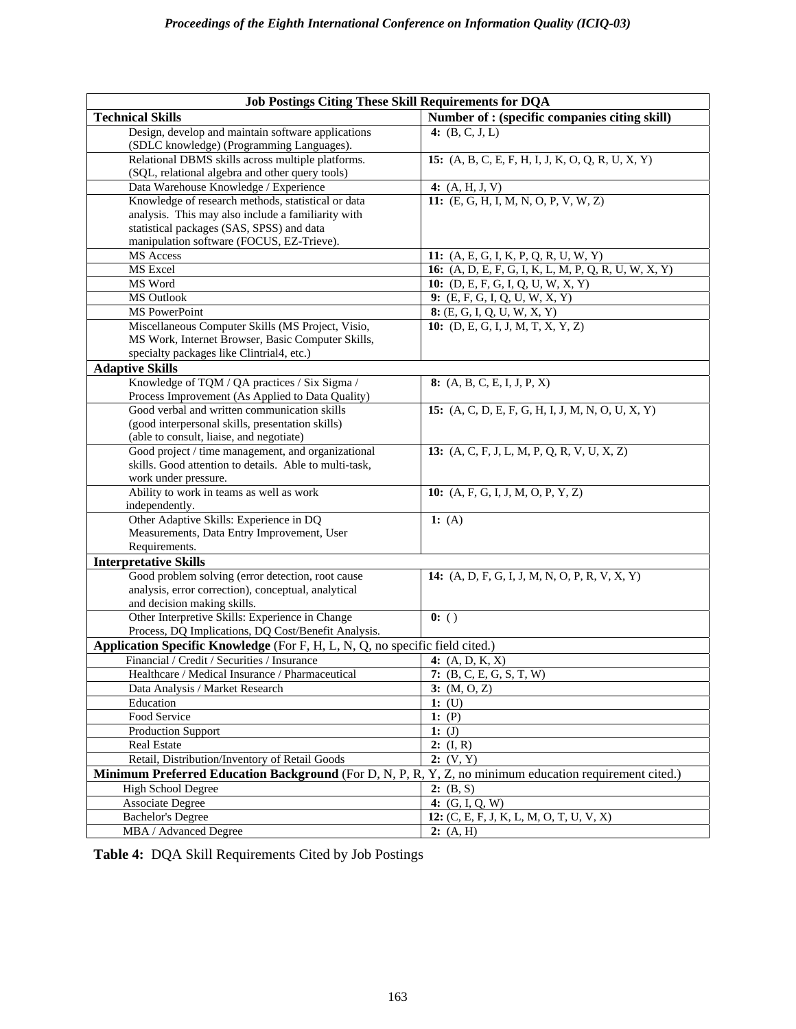| Job Postings Citing These Skill Requirements for DQA | |
|---|---|
| **Technical Skills** | **Number of : (specific companies citing skill)** |
| Design, develop and maintain software applications (SDLC knowledge) (Programming Languages). | **4:** (B, C, J, L) |
| Relational DBMS skills across multiple platforms. (SQL, relational algebra and other query tools) | **15:** (A, B, C, E, F, H, I, J, K, O, Q, R, U, X, Y) |
| Data Warehouse Knowledge / Experience | **4:** (A, H, J, V) |
| Knowledge of research methods, statistical or data analysis. This may also include a familiarity with statistical packages (SAS, SPSS) and data manipulation software (FOCUS, EZ-Trieve). | **11:** (E, G, H, I, M, N, O, P, V, W, Z) |
| MS Access | **11:** (A, E, G, I, K, P, Q, R, U, W, Y) |
| MS Excel | **16:** (A, D, E, F, G, I, K, L, M, P, Q, R, U, W, X, Y) |
| MS Word | **10:** (D, E, F, G, I, Q, U, W, X, Y) |
| MS Outlook | **9:** (E, F, G, I, Q, U, W, X, Y) |
| MS PowerPoint | **8:** (E, G, I, Q, U, W, X, Y) |
| Miscellaneous Computer Skills (MS Project, Visio, MS Work, Internet Browser, Basic Computer Skills, specialty packages like Clintrial4, etc.) | **10:** (D, E, G, I, J, M, T, X, Y, Z) |
| **Adaptive Skills** | |
| Knowledge of TQM / QA practices / Six Sigma / Process Improvement (As Applied to Data Quality) | **8:** (A, B, C, E, I, J, P, X) |
| Good verbal and written communication skills (good interpersonal skills, presentation skills) (able to consult, liaise, and negotiate) | **15:** (A, C, D, E, F, G, H, I, J, M, N, O, U, X, Y) |
| Good project / time management, and organizational skills. Good attention to details. Able to multi-task, work under pressure. | **13:** (A, C, F, J, L, M, P, Q, R, V, U, X, Z) |
| Ability to work in teams as well as work independently. | **10:** (A, F, G, I, J, M, O, P, Y, Z) |
| Other Adaptive Skills: Experience in DQ Measurements, Data Entry Improvement, User Requirements. | **1:** (A) |
| **Interpretative Skills** | |
| Good problem solving (error detection, root cause analysis, error correction), conceptual, analytical and decision making skills. | **14:** (A, D, F, G, I, J, M, N, O, P, R, V, X, Y) |
| Other Interpretive Skills: Experience in Change Process, DQ Implications, DQ Cost/Benefit Analysis. | **0:** ( ) |
| **Application Specific Knowledge** (For F, H, L, N, Q, no specific field cited.) | |
| Financial / Credit / Securities / Insurance | **4:** (A, D, K, X) |
| Healthcare / Medical Insurance / Pharmaceutical | **7:** (B, C, E, G, S, T, W) |
| Data Analysis / Market Research | **3:** (M, O, Z) |
| Education | **1:** (U) |
| Food Service | **1:** (P) |
| Production Support | **1:** (J) |
| Real Estate | **2:** (I, R) |
| Retail, Distribution/Inventory of Retail Goods | **2:** (V, Y) |
| **Minimum Preferred Education Background** (For D, N, P, R, Y, Z, no minimum education requirement cited.) | |
| High School Degree | **2:** (B, S) |
| Associate Degree | **4:** (G, I, Q, W) |
| Bachelor's Degree | **12:** (C, E, F, J, K, L, M, O, T, U, V, X) |
| MBA / Advanced Degree | **2:** (A, H) |

**Table 4:** DQA Skill Requirements Cited by Job Postings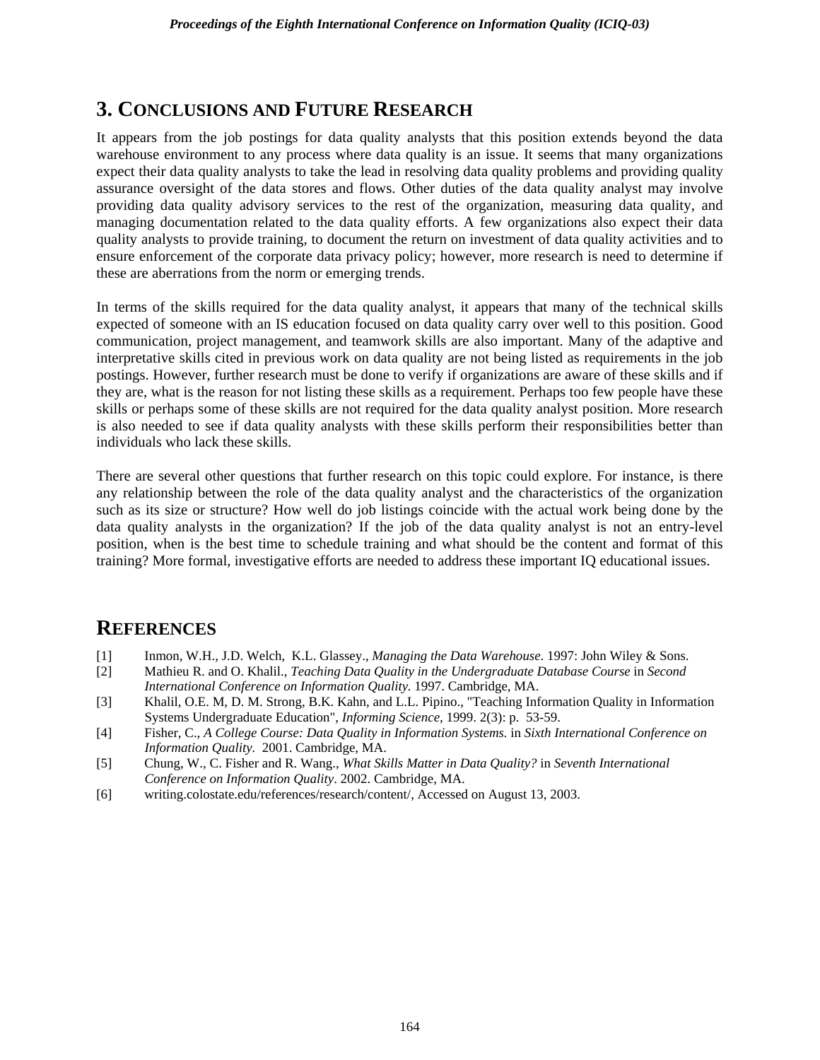## 3. Conclusions and Future Research

It appears from the job postings for data quality analysts that this position extends beyond the data warehouse environment to any process where data quality is an issue. It seems that many organizations expect their data quality analysts to take the lead in resolving data quality problems and providing quality assurance oversight of the data stores and flows. Other duties of the data quality analyst may involve providing data quality advisory services to the rest of the organization, measuring data quality, and managing documentation related to the data quality efforts. A few organizations also expect their data quality analysts to provide training, to document the return on investment of data quality activities and to ensure enforcement of the corporate data privacy policy; however, more research is need to determine if these are aberrations from the norm or emerging trends.

In terms of the skills required for the data quality analyst, it appears that many of the technical skills expected of someone with an IS education focused on data quality carry over well to this position. Good communication, project management, and teamwork skills are also important. Many of the adaptive and interpretative skills cited in previous work on data quality are not being listed as requirements in the job postings. However, further research must be done to verify if organizations are aware of these skills and if they are, what is the reason for not listing these skills as a requirement. Perhaps too few people have these skills or perhaps some of these skills are not required for the data quality analyst position. More research is also needed to see if data quality analysts with these skills perform their responsibilities better than individuals who lack these skills.

There are several other questions that further research on this topic could explore. For instance, is there any relationship between the role of the data quality analyst and the characteristics of the organization such as its size or structure? How well do job listings coincide with the actual work being done by the data quality analysts in the organization? If the job of the data quality analyst is not an entry-level position, when is the best time to schedule training and what should be the content and format of this training? More formal, investigative efforts are needed to address these important IQ educational issues.

## References

[1] Inmon, W.H., J.D. Welch, K.L. Glassey., *Managing the Data Warehouse*. 1997: John Wiley & Sons.

[2] Mathieu R. and O. Khalil., *Teaching Data Quality in the Undergraduate Database Course* in *Second International Conference on Information Quality.* 1997. Cambridge, MA.

[3] Khalil, O.E. M, D. M. Strong, B.K. Kahn, and L.L. Pipino., "Teaching Information Quality in Information Systems Undergraduate Education", *Informing Science,* 1999. 2(3): p. 53-59.

[4] Fisher, C., *A College Course: Data Quality in Information Systems.* in *Sixth International Conference on Information Quality.* 2001. Cambridge, MA.

[5] Chung, W., C. Fisher and R. Wang., *What Skills Matter in Data Quality?* in *Seventh International Conference on Information Quality*. 2002. Cambridge, MA.

[6] writing.colostate.edu/references/research/content/, Accessed on August 13, 2003.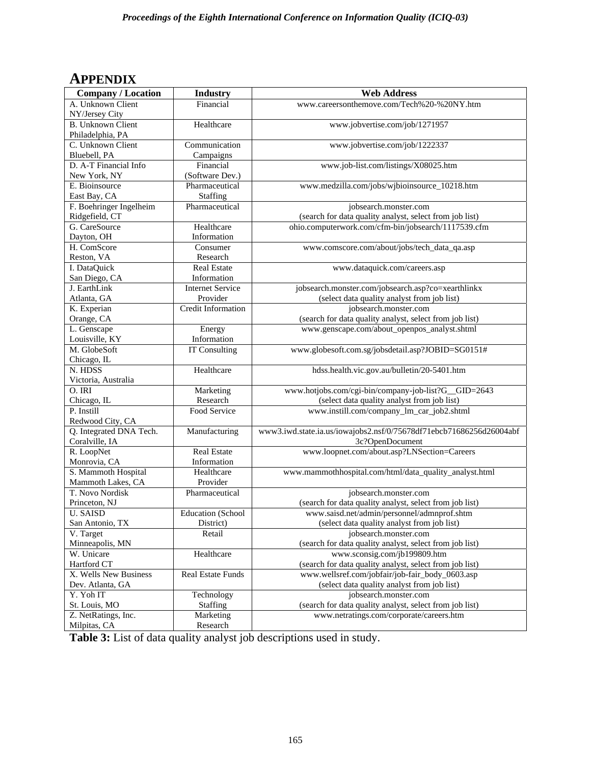## APPENDIX

| Company / Location | Industry | Web Address |
|---|---|---|
| A. Unknown Client NY/Jersey City | Financial | www.careersonthemove.com/Tech%20-%20NY.htm |
| B. Unknown Client Philadelphia, PA | Healthcare | www.jobvertise.com/job/1271957 |
| C. Unknown Client Bluebell, PA | Communication Campaigns | www.jobvertise.com/job/1222337 |
| D. A-T Financial Info New York, NY | Financial (Software Dev.) | www.job-list.com/listings/X08025.htm |
| E. Bioinsource East Bay, CA | Pharmaceutical Staffing | www.medzilla.com/jobs/wjbioinsource_10218.htm |
| F. Boehringer Ingelheim Ridgefield, CT | Pharmaceutical | jobsearch.monster.com (search for data quality analyst, select from job list) |
| G. CareSource Dayton, OH | Healthcare Information | ohio.computerwork.com/cfm-bin/jobsearch/1117539.cfm |
| H. ComScore Reston, VA | Consumer Research | www.comscore.com/about/jobs/tech_data_qa.asp |
| I. DataQuick San Diego, CA | Real Estate Information | www.dataquick.com/careers.asp |
| J. EarthLink Atlanta, GA | Internet Service Provider | jobsearch.monster.com/jobsearch.asp?co=xearthlinkx (select data quality analyst from job list) |
| K. Experian Orange, CA | Credit Information | jobsearch.monster.com (search for data quality analyst, select from job list) |
| L. Genscape Louisville, KY | Energy Information | www.genscape.com/about_openpos_analyst.shtml |
| M. GlobeSoft Chicago, IL | IT Consulting | www.globesoft.com.sg/jobsdetail.asp?JOBID=SG0151# |
| N. HDSS Victoria, Australia | Healthcare | hdss.health.vic.gov.au/bulletin/20-5401.htm |
| O. IRI Chicago, IL | Marketing Research | www.hotjobs.com/cgi-bin/company-job-list?G__GID=2643 (select data quality analyst from job list) |
| P. Instill Redwood City, CA | Food Service | www.instill.com/company_lm_car_job2.shtml |
| Q. Integrated DNA Tech. Coralville, IA | Manufacturing | www3.iwd.state.ia.us/iowajobs2.nsf/0/75678df71ebcb71686256d26004abf3c?OpenDocument |
| R. LoopNet Monrovia, CA | Real Estate Information | www.loopnet.com/about.asp?LNSection=Careers |
| S. Mammoth Hospital Mammoth Lakes, CA | Healthcare Provider | www.mammothhospital.com/html/data_quality_analyst.html |
| T. Novo Nordisk Princeton, NJ | Pharmaceutical | jobsearch.monster.com (search for data quality analyst, select from job list) |
| U. SAISD San Antonio, TX | Education (School District) | www.saisd.net/admin/personnel/admnprof.shtm (select data quality analyst from job list) |
| V. Target Minneapolis, MN | Retail | jobsearch.monster.com (search for data quality analyst, select from job list) |
| W. Unicare Hartford CT | Healthcare | www.sconsig.com/jb199809.htm (search for data quality analyst, select from job list) |
| X. Wells New Business Dev. Atlanta, GA | Real Estate Funds | www.wellsref.com/jobfair/job-fair_body_0603.asp (select data quality analyst from job list) |
| Y. Yoh IT St. Louis, MO | Technology Staffing | jobsearch.monster.com (search for data quality analyst, select from job list) |
| Z. NetRatings, Inc. Milpitas, CA | Marketing Research | www.netratings.com/corporate/careers.htm |

**Table 3:** List of data quality analyst job descriptions used in study.